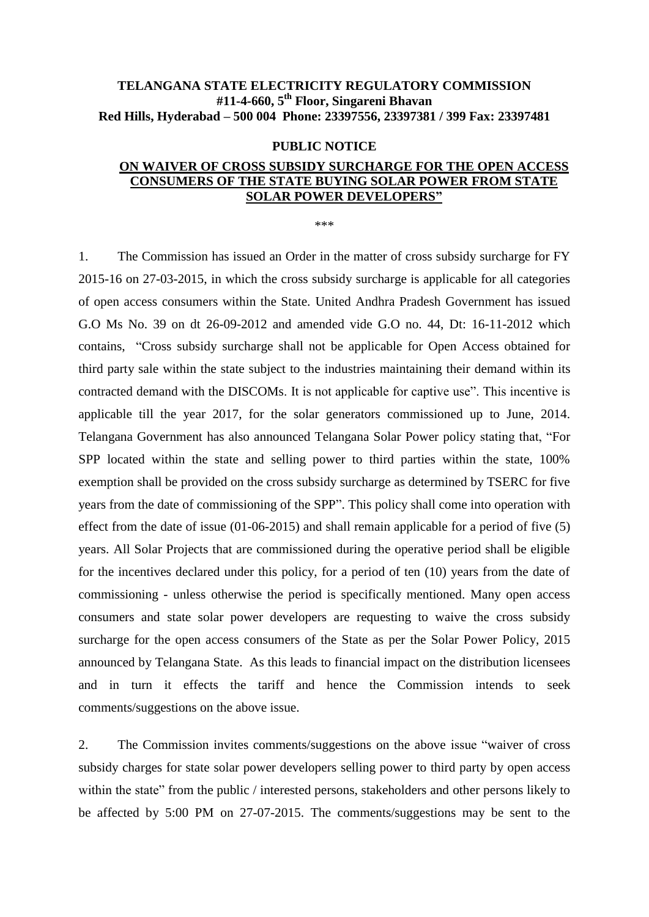**TELANGANA STATE ELECTRICITY REGULATORY COMMISSION**
**#11-4-660, 5th Floor, Singareni Bhavan**
**Red Hills, Hyderabad – 500 004 Phone: 23397556, 23397381 / 399 Fax: 23397481**

**PUBLIC NOTICE**

**ON WAIVER OF CROSS SUBSIDY SURCHARGE FOR THE OPEN ACCESS CONSUMERS OF THE STATE BUYING SOLAR POWER FROM STATE SOLAR POWER DEVELOPERS"**

\*\*\*

1. The Commission has issued an Order in the matter of cross subsidy surcharge for FY 2015-16 on 27-03-2015, in which the cross subsidy surcharge is applicable for all categories of open access consumers within the State. United Andhra Pradesh Government has issued G.O Ms No. 39 on dt 26-09-2012 and amended vide G.O no. 44, Dt: 16-11-2012 which contains, "Cross subsidy surcharge shall not be applicable for Open Access obtained for third party sale within the state subject to the industries maintaining their demand within its contracted demand with the DISCOMs. It is not applicable for captive use". This incentive is applicable till the year 2017, for the solar generators commissioned up to June, 2014. Telangana Government has also announced Telangana Solar Power policy stating that, "For SPP located within the state and selling power to third parties within the state, 100% exemption shall be provided on the cross subsidy surcharge as determined by TSERC for five years from the date of commissioning of the SPP". This policy shall come into operation with effect from the date of issue (01-06-2015) and shall remain applicable for a period of five (5) years. All Solar Projects that are commissioned during the operative period shall be eligible for the incentives declared under this policy, for a period of ten (10) years from the date of commissioning - unless otherwise the period is specifically mentioned. Many open access consumers and state solar power developers are requesting to waive the cross subsidy surcharge for the open access consumers of the State as per the Solar Power Policy, 2015 announced by Telangana State. As this leads to financial impact on the distribution licensees and in turn it effects the tariff and hence the Commission intends to seek comments/suggestions on the above issue.

2. The Commission invites comments/suggestions on the above issue "waiver of cross subsidy charges for state solar power developers selling power to third party by open access within the state" from the public / interested persons, stakeholders and other persons likely to be affected by 5:00 PM on 27-07-2015. The comments/suggestions may be sent to the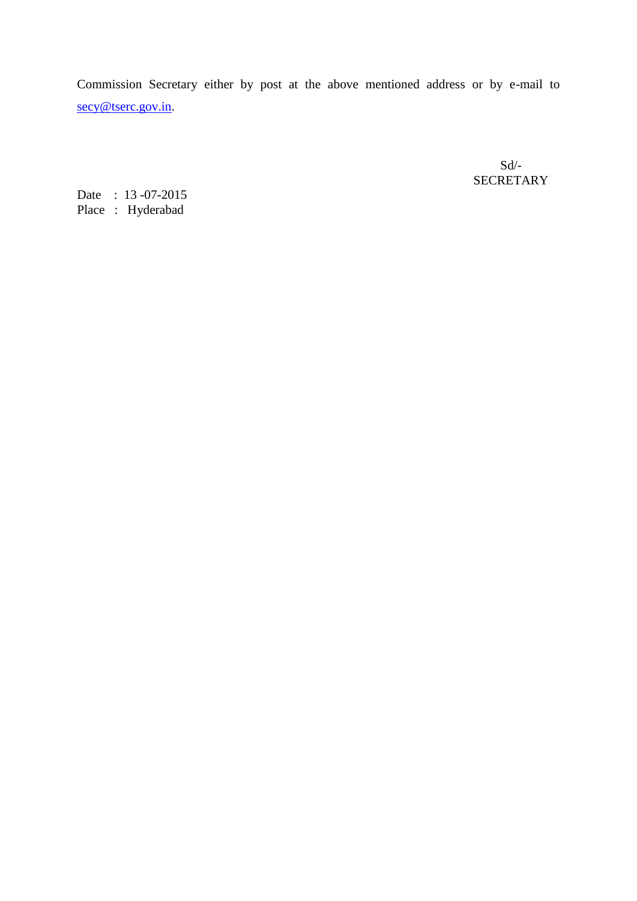Commission Secretary either by post at the above mentioned address or by e-mail to secy@tserc.gov.in.

Sd/-
SECRETARY

Date : 13 -07-2015
Place : Hyderabad